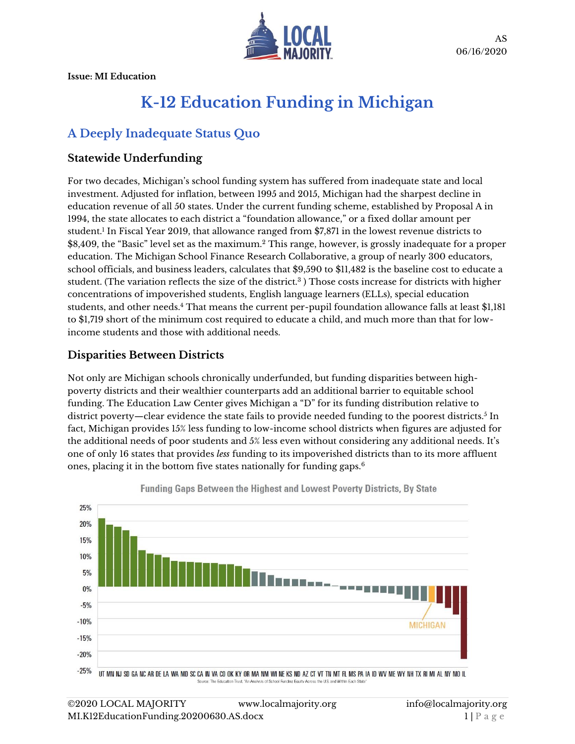Issue: MI Education

AS
06/16/2020

# K-12 Education Funding in Michigan

## A Deeply Inadequate Status Quo

### Statewide Underfunding

For two decades, Michigan's school funding system has suffered from inadequate state and local investment. Adjusted for inflation, between 1995 and 2015, Michigan had the sharpest decline in education revenue of all 50 states. Under the current funding scheme, established by Proposal A in 1994, the state allocates to each district a "foundation allowance," or a fixed dollar amount per student.[1] In Fiscal Year 2019, that allowance ranged from $7,871 in the lowest revenue districts to $8,409, the "Basic" level set as the maximum.[2] This range, however, is grossly inadequate for a proper education. The Michigan School Finance Research Collaborative, a group of nearly 300 educators, school officials, and business leaders, calculates that $9,590 to $11,482 is the baseline cost to educate a student. (The variation reflects the size of the district.[3] ) Those costs increase for districts with higher concentrations of impoverished students, English language learners (ELLs), special education students, and other needs.[4] That means the current per-pupil foundation allowance falls at least $1,181 to $1,719 short of the minimum cost required to educate a child, and much more than that for low-income students and those with additional needs.

### Disparities Between Districts

Not only are Michigan schools chronically underfunded, but funding disparities between high-poverty districts and their wealthier counterparts add an additional barrier to equitable school funding. The Education Law Center gives Michigan a "D" for its funding distribution relative to district poverty—clear evidence the state fails to provide needed funding to the poorest districts.[5] In fact, Michigan provides 15% less funding to low-income school districts when figures are adjusted for the additional needs of poor students and 5% less even without considering any additional needs. It's one of only 16 states that provides *less* funding to its impoverished districts than to its more affluent ones, placing it in the bottom five states nationally for funding gaps.[6]

Funding Gaps Between the Highest and Lowest Poverty Districts, By State

Source: The Education Trust, "An Analysis of School Funding Equity Across the U.S. and Within Each State"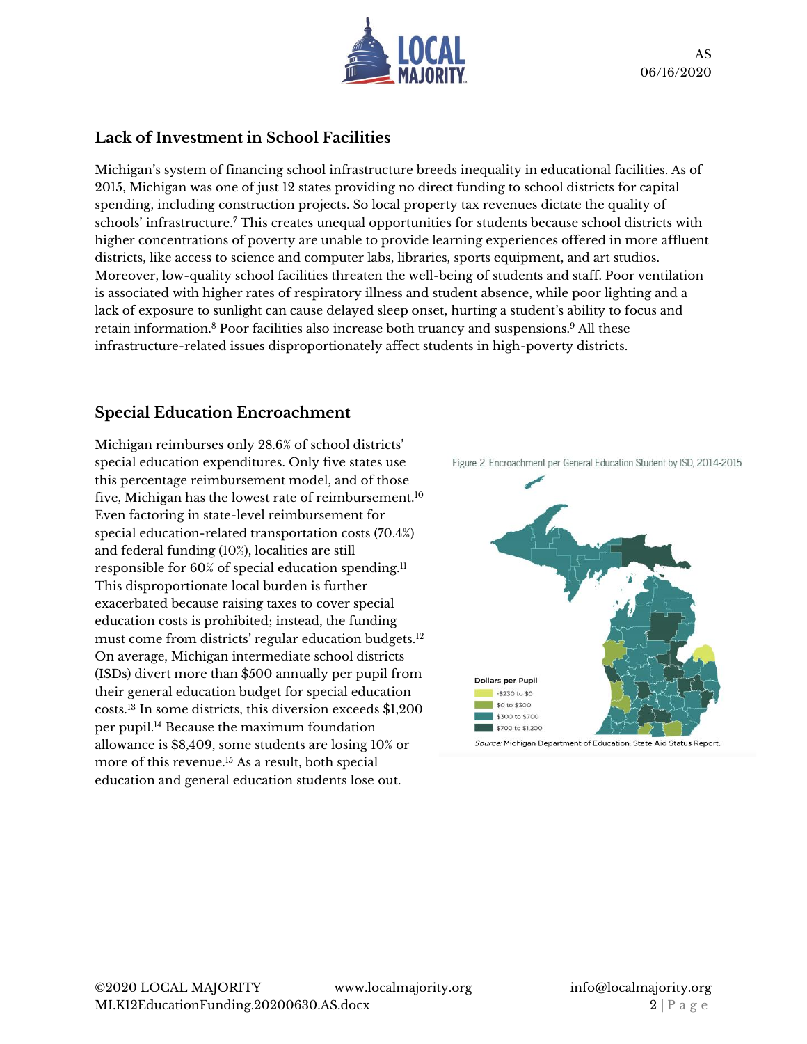## Lack of Investment in School Facilities

Michigan's system of financing school infrastructure breeds inequality in educational facilities. As of 2015, Michigan was one of just 12 states providing no direct funding to school districts for capital spending, including construction projects. So local property tax revenues dictate the quality of schools' infrastructure.[7] This creates unequal opportunities for students because school districts with higher concentrations of poverty are unable to provide learning experiences offered in more affluent districts, like access to science and computer labs, libraries, sports equipment, and art studios. Moreover, low-quality school facilities threaten the well-being of students and staff. Poor ventilation is associated with higher rates of respiratory illness and student absence, while poor lighting and a lack of exposure to sunlight can cause delayed sleep onset, hurting a student's ability to focus and retain information.[8] Poor facilities also increase both truancy and suspensions.[9] All these infrastructure-related issues disproportionately affect students in high-poverty districts.

## Special Education Encroachment

Michigan reimburses only 28.6% of school districts' special education expenditures. Only five states use this percentage reimbursement model, and of those five, Michigan has the lowest rate of reimbursement.[10] Even factoring in state-level reimbursement for special education-related transportation costs (70.4%) and federal funding (10%), localities are still responsible for 60% of special education spending.[11] This disproportionate local burden is further exacerbated because raising taxes to cover special education costs is prohibited; instead, the funding must come from districts' regular education budgets.[12] On average, Michigan intermediate school districts (ISDs) divert more than $500 annually per pupil from their general education budget for special education costs.[13] In some districts, this diversion exceeds $1,200 per pupil.[14] Because the maximum foundation allowance is $8,409, some students are losing 10% or more of this revenue.[15] As a result, both special education and general education students lose out.

Figure 2. Encroachment per General Education Student by ISD, 2014-2015

Dollars per Pupil
- -$230 to $0
- $0 to $300
- $300 to $700
- $700 to $1,200

*Source:* Michigan Department of Education, State Aid Status Report.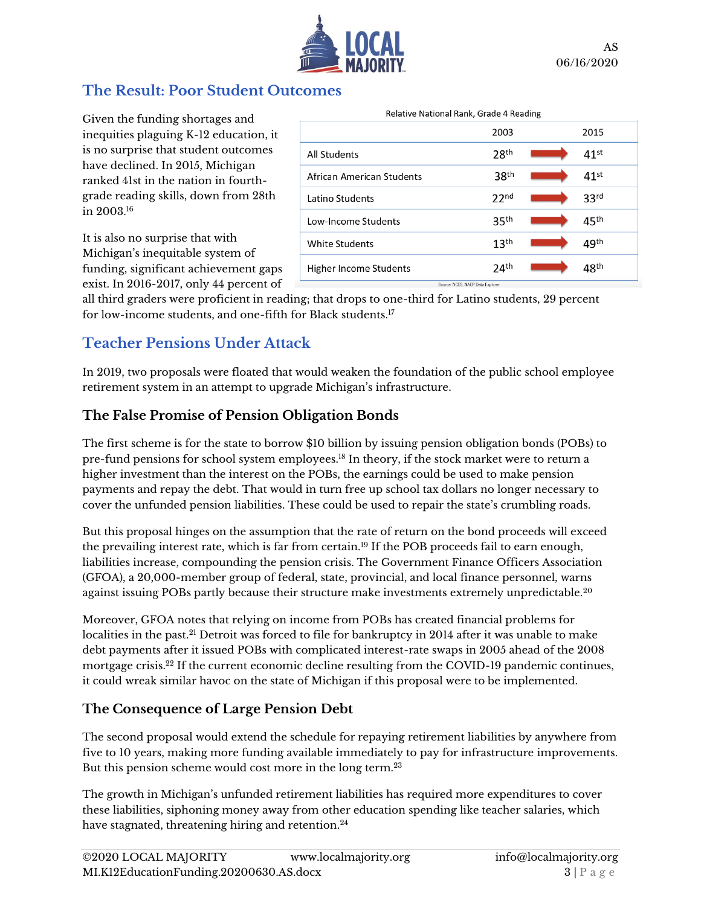## The Result: Poor Student Outcomes

Given the funding shortages and inequities plaguing K-12 education, it is no surprise that student outcomes have declined. In 2015, Michigan ranked 41st in the nation in fourth-grade reading skills, down from 28th in 2003.[16]

Relative National Rank, Grade 4 Reading

| | 2003 | | 2015 |
|---|---|---|---|
| All Students | 28th | → | 41st |
| African American Students | 38th | → | 41st |
| Latino Students | 22nd | → | 33rd |
| Low-Income Students | 35th | → | 45th |
| White Students | 13th | → | 49th |
| Higher Income Students | 24th | → | 48th |

Source: NCES, NAEP Data Explorer

It is also no surprise that with Michigan's inequitable system of funding, significant achievement gaps exist. In 2016-2017, only 44 percent of all third graders were proficient in reading; that drops to one-third for Latino students, 29 percent for low-income students, and one-fifth for Black students.[17]

## Teacher Pensions Under Attack

In 2019, two proposals were floated that would weaken the foundation of the public school employee retirement system in an attempt to upgrade Michigan's infrastructure.

### The False Promise of Pension Obligation Bonds

The first scheme is for the state to borrow $10 billion by issuing pension obligation bonds (POBs) to pre-fund pensions for school system employees.[18] In theory, if the stock market were to return a higher investment than the interest on the POBs, the earnings could be used to make pension payments and repay the debt. That would in turn free up school tax dollars no longer necessary to cover the unfunded pension liabilities. These could be used to repair the state's crumbling roads.

But this proposal hinges on the assumption that the rate of return on the bond proceeds will exceed the prevailing interest rate, which is far from certain.[19] If the POB proceeds fail to earn enough, liabilities increase, compounding the pension crisis. The Government Finance Officers Association (GFOA), a 20,000-member group of federal, state, provincial, and local finance personnel, warns against issuing POBs partly because their structure make investments extremely unpredictable.[20]

Moreover, GFOA notes that relying on income from POBs has created financial problems for localities in the past.[21] Detroit was forced to file for bankruptcy in 2014 after it was unable to make debt payments after it issued POBs with complicated interest-rate swaps in 2005 ahead of the 2008 mortgage crisis.[22] If the current economic decline resulting from the COVID-19 pandemic continues, it could wreak similar havoc on the state of Michigan if this proposal were to be implemented.

### The Consequence of Large Pension Debt

The second proposal would extend the schedule for repaying retirement liabilities by anywhere from five to 10 years, making more funding available immediately to pay for infrastructure improvements. But this pension scheme would cost more in the long term.[23]

The growth in Michigan's unfunded retirement liabilities has required more expenditures to cover these liabilities, siphoning money away from other education spending like teacher salaries, which have stagnated, threatening hiring and retention.[24]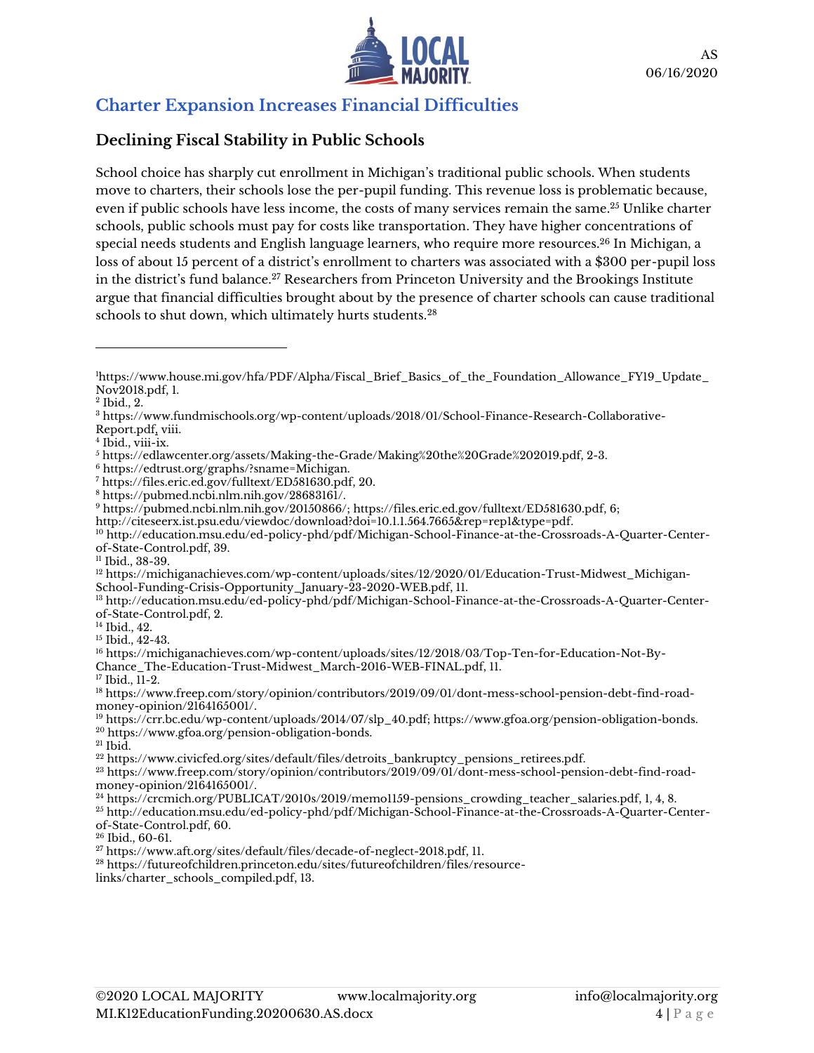## Charter Expansion Increases Financial Difficulties

### Declining Fiscal Stability in Public Schools

School choice has sharply cut enrollment in Michigan's traditional public schools. When students move to charters, their schools lose the per-pupil funding. This revenue loss is problematic because, even if public schools have less income, the costs of many services remain the same.[25] Unlike charter schools, public schools must pay for costs like transportation. They have higher concentrations of special needs students and English language learners, who require more resources.[26] In Michigan, a loss of about 15 percent of a district's enrollment to charters was associated with a $300 per-pupil loss in the district's fund balance.[27] Researchers from Princeton University and the Brookings Institute argue that financial difficulties brought about by the presence of charter schools can cause traditional schools to shut down, which ultimately hurts students.[28]

---

[1] https://www.house.mi.gov/hfa/PDF/Alpha/Fiscal_Brief_Basics_of_the_Foundation_Allowance_FY19_Update_Nov2018.pdf, 1.

[2] Ibid., 2.

[3] https://www.fundmischools.org/wp-content/uploads/2018/01/School-Finance-Research-Collaborative-Report.pdf, viii.

[4] Ibid., viii-ix.

[5] https://edlawcenter.org/assets/Making-the-Grade/Making%20the%20Grade%202019.pdf, 2-3.

[6] https://edtrust.org/graphs/?sname=Michigan.

[7] https://files.eric.ed.gov/fulltext/ED581630.pdf, 20.

[8] https://pubmed.ncbi.nlm.nih.gov/28683161/.

[9] https://pubmed.ncbi.nlm.nih.gov/20150866/; https://files.eric.ed.gov/fulltext/ED581630.pdf, 6; http://citeseerx.ist.psu.edu/viewdoc/download?doi=10.1.1.564.7665&rep=rep1&type=pdf.

[10] http://education.msu.edu/ed-policy-phd/pdf/Michigan-School-Finance-at-the-Crossroads-A-Quarter-Center-of-State-Control.pdf, 39.

[11] Ibid., 38-39.

[12] https://michiganachieves.com/wp-content/uploads/sites/12/2020/01/Education-Trust-Midwest_Michigan-School-Funding-Crisis-Opportunity_January-23-2020-WEB.pdf, 11.

[13] http://education.msu.edu/ed-policy-phd/pdf/Michigan-School-Finance-at-the-Crossroads-A-Quarter-Center-of-State-Control.pdf, 2.

[14] Ibid., 42.

[15] Ibid., 42-43.

[16] https://michiganachieves.com/wp-content/uploads/sites/12/2018/03/Top-Ten-for-Education-Not-By-Chance_The-Education-Trust-Midwest_March-2016-WEB-FINAL.pdf, 11.

[17] Ibid., 11-2.

[18] https://www.freep.com/story/opinion/contributors/2019/09/01/dont-mess-school-pension-debt-find-road-money-opinion/2164165001/.

[19] https://crr.bc.edu/wp-content/uploads/2014/07/slp_40.pdf; https://www.gfoa.org/pension-obligation-bonds.

[20] https://www.gfoa.org/pension-obligation-bonds.

[21] Ibid.

[22] https://www.civicfed.org/sites/default/files/detroits_bankruptcy_pensions_retirees.pdf.

[23] https://www.freep.com/story/opinion/contributors/2019/09/01/dont-mess-school-pension-debt-find-road-money-opinion/2164165001/.

[24] https://crcmich.org/PUBLICAT/2010s/2019/memo1159-pensions_crowding_teacher_salaries.pdf, 1, 4, 8.

[25] http://education.msu.edu/ed-policy-phd/pdf/Michigan-School-Finance-at-the-Crossroads-A-Quarter-Center-of-State-Control.pdf, 60.

[26] Ibid., 60-61.

[27] https://www.aft.org/sites/default/files/decade-of-neglect-2018.pdf, 11.

[28] https://futureofchildren.princeton.edu/sites/futureofchildren/files/resource-links/charter_schools_compiled.pdf, 13.